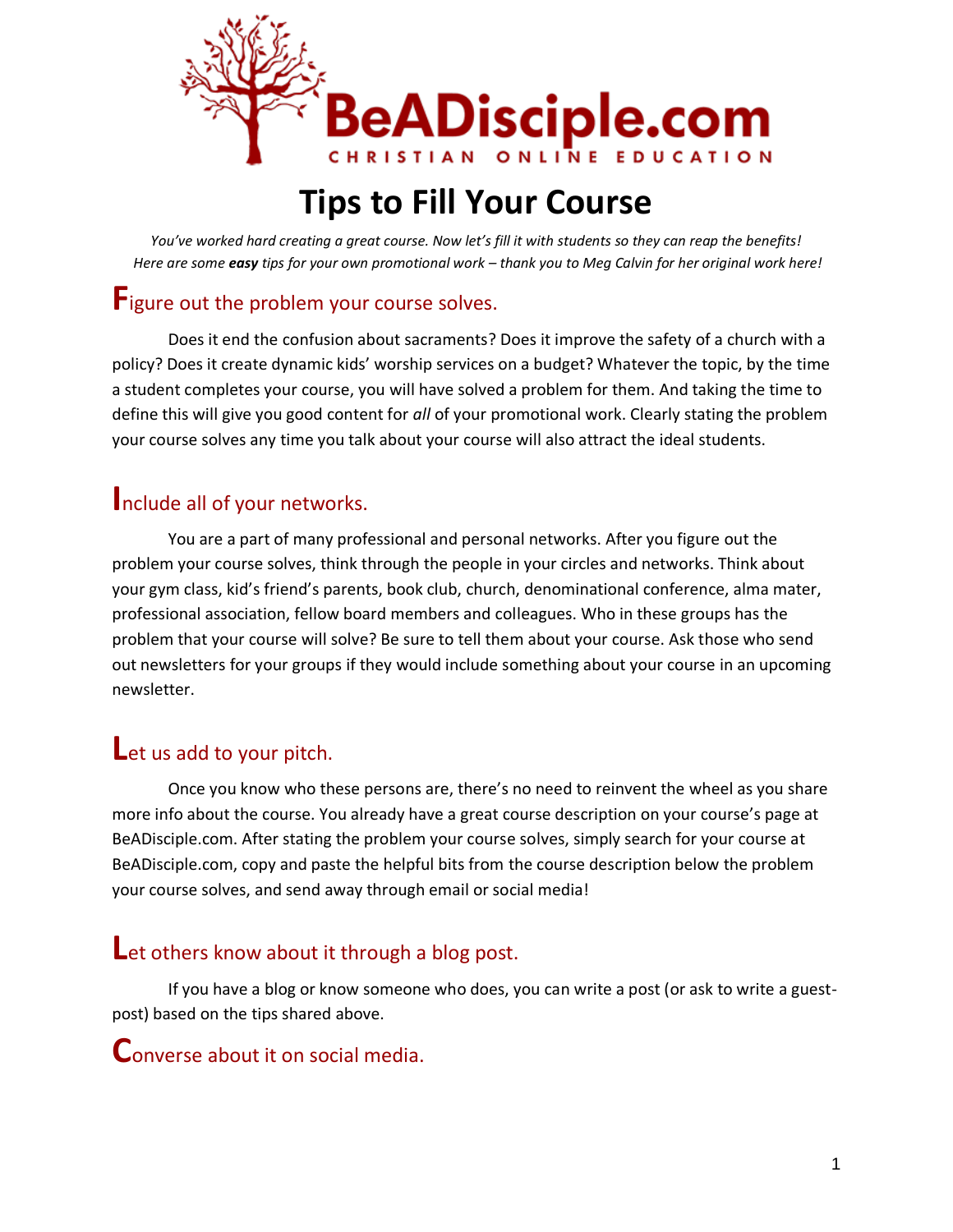BeADisciple.com

CHRISTIAN ONLINE EDUCATION

# Tips to Fill Your Course

*You've worked hard creating a great course. Now let's fill it with students so they can reap the benefits!*
*Here are some **easy** tips for your own promotional work – thank you to Meg Calvin for her original work here!*

## Figure out the problem your course solves.

Does it end the confusion about sacraments? Does it improve the safety of a church with a policy? Does it create dynamic kids' worship services on a budget? Whatever the topic, by the time a student completes your course, you will have solved a problem for them. And taking the time to define this will give you good content for *all* of your promotional work. Clearly stating the problem your course solves any time you talk about your course will also attract the ideal students.

## Include all of your networks.

You are a part of many professional and personal networks. After you figure out the problem your course solves, think through the people in your circles and networks. Think about your gym class, kid's friend's parents, book club, church, denominational conference, alma mater, professional association, fellow board members and colleagues. Who in these groups has the problem that your course will solve? Be sure to tell them about your course. Ask those who send out newsletters for your groups if they would include something about your course in an upcoming newsletter.

## Let us add to your pitch.

Once you know who these persons are, there's no need to reinvent the wheel as you share more info about the course. You already have a great course description on your course's page at BeADisciple.com. After stating the problem your course solves, simply search for your course at BeADisciple.com, copy and paste the helpful bits from the course description below the problem your course solves, and send away through email or social media!

## Let others know about it through a blog post.

If you have a blog or know someone who does, you can write a post (or ask to write a guest-post) based on the tips shared above.

## Converse about it on social media.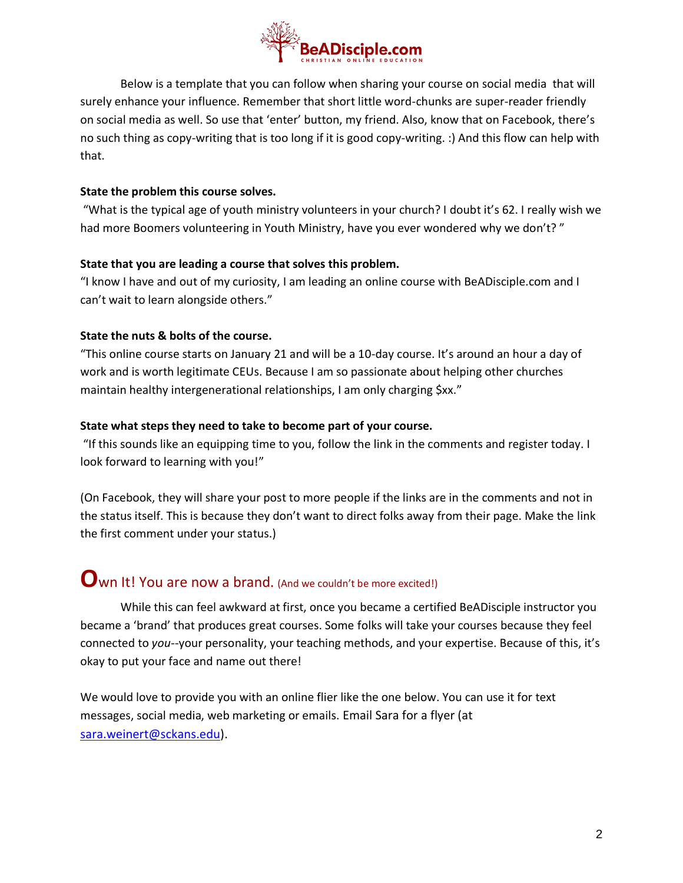Below is a template that you can follow when sharing your course on social media that will surely enhance your influence. Remember that short little word-chunks are super-reader friendly on social media as well. So use that 'enter' button, my friend. Also, know that on Facebook, there's no such thing as copy-writing that is too long if it is good copy-writing. :) And this flow can help with that.

**State the problem this course solves.**

"What is the typical age of youth ministry volunteers in your church? I doubt it's 62. I really wish we had more Boomers volunteering in Youth Ministry, have you ever wondered why we don't? "

**State that you are leading a course that solves this problem.**

"I know I have and out of my curiosity, I am leading an online course with BeADisciple.com and I can't wait to learn alongside others."

**State the nuts & bolts of the course.**

"This online course starts on January 21 and will be a 10-day course. It's around an hour a day of work and is worth legitimate CEUs. Because I am so passionate about helping other churches maintain healthy intergenerational relationships, I am only charging $xx."

**State what steps they need to take to become part of your course.**

"If this sounds like an equipping time to you, follow the link in the comments and register today. I look forward to learning with you!"

(On Facebook, they will share your post to more people if the links are in the comments and not in the status itself. This is because they don't want to direct folks away from their page. Make the link the first comment under your status.)

## Own It! You are now a brand. (And we couldn't be more excited!)

While this can feel awkward at first, once you became a certified BeADisciple instructor you became a 'brand' that produces great courses. Some folks will take your courses because they feel connected to *you*--your personality, your teaching methods, and your expertise. Because of this, it's okay to put your face and name out there!

We would love to provide you with an online flier like the one below. You can use it for text messages, social media, web marketing or emails. Email Sara for a flyer (at sara.weinert@sckans.edu).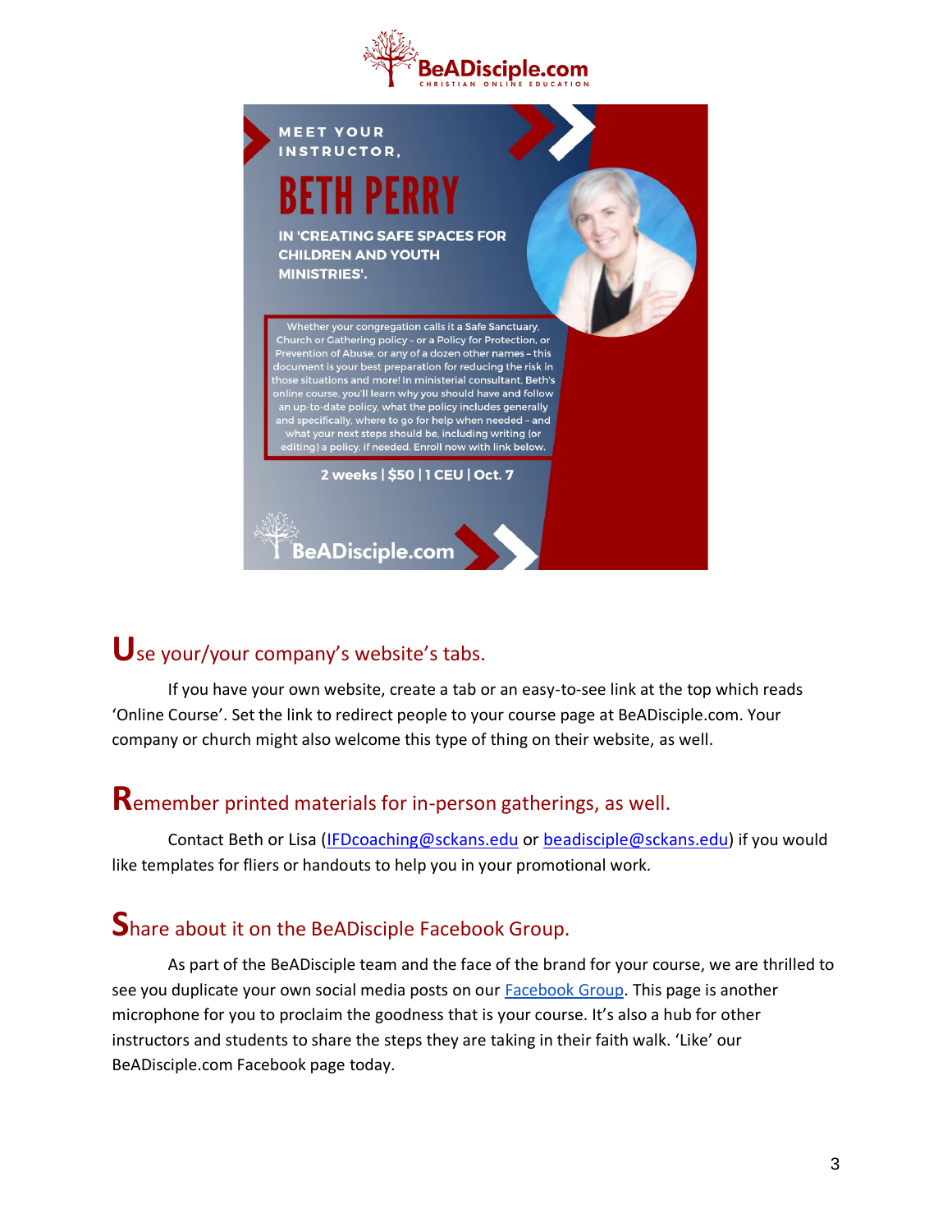BeADisciple.com
CHRISTIAN ONLINE EDUCATION

MEET YOUR INSTRUCTOR,

BETH PERRY

IN 'CREATING SAFE SPACES FOR CHILDREN AND YOUTH MINISTRIES'.

Whether your congregation calls it a Safe Sanctuary, Church or Gathering policy – or a Policy for Protection, or Prevention of Abuse, or any of a dozen other names – this document is your best preparation for reducing the risk in those situations and more! In ministerial consultant, Beth's online course, you'll learn why you should have and follow an up-to-date policy, what the policy includes generally and specifically, where to go for help when needed – and what your next steps should be, including writing (or editing) a policy, if needed. Enroll now with link below.

2 weeks | $50 | 1 CEU | Oct. 7

BeADisciple.com

## Use your/your company's website's tabs.

If you have your own website, create a tab or an easy-to-see link at the top which reads 'Online Course'. Set the link to redirect people to your course page at BeADisciple.com. Your company or church might also welcome this type of thing on their website, as well.

## Remember printed materials for in-person gatherings, as well.

Contact Beth or Lisa (IFDcoaching@sckans.edu or beadisciple@sckans.edu) if you would like templates for fliers or handouts to help you in your promotional work.

## Share about it on the BeADisciple Facebook Group.

As part of the BeADisciple team and the face of the brand for your course, we are thrilled to see you duplicate your own social media posts on our Facebook Group. This page is another microphone for you to proclaim the goodness that is your course. It's also a hub for other instructors and students to share the steps they are taking in their faith walk. 'Like' our BeADisciple.com Facebook page today.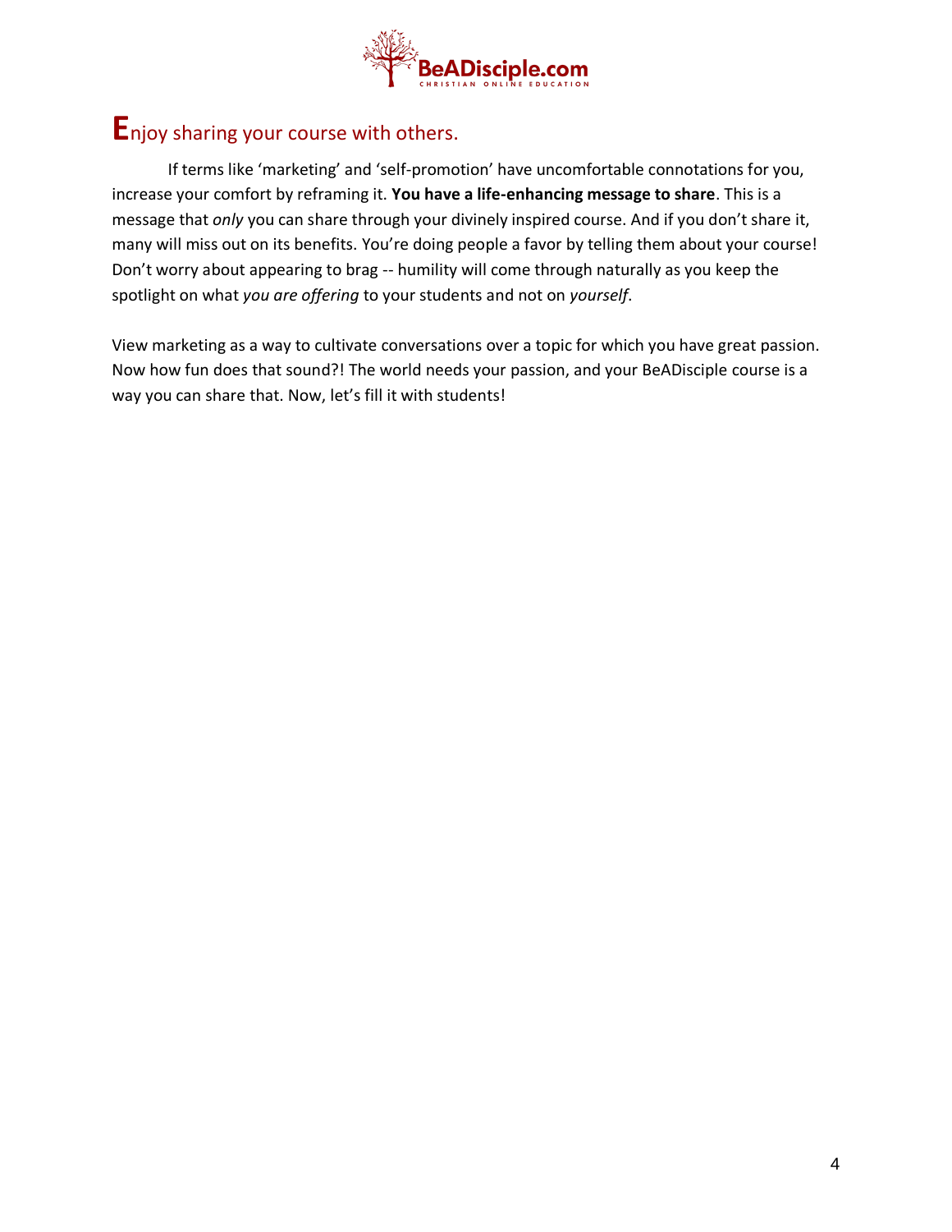## Enjoy sharing your course with others.

If terms like 'marketing' and 'self-promotion' have uncomfortable connotations for you, increase your comfort by reframing it. **You have a life-enhancing message to share**. This is a message that *only* you can share through your divinely inspired course. And if you don't share it, many will miss out on its benefits. You're doing people a favor by telling them about your course! Don't worry about appearing to brag -- humility will come through naturally as you keep the spotlight on what *you are offering* to your students and not on *yourself*.

View marketing as a way to cultivate conversations over a topic for which you have great passion. Now how fun does that sound?! The world needs your passion, and your BeADisciple course is a way you can share that. Now, let's fill it with students!